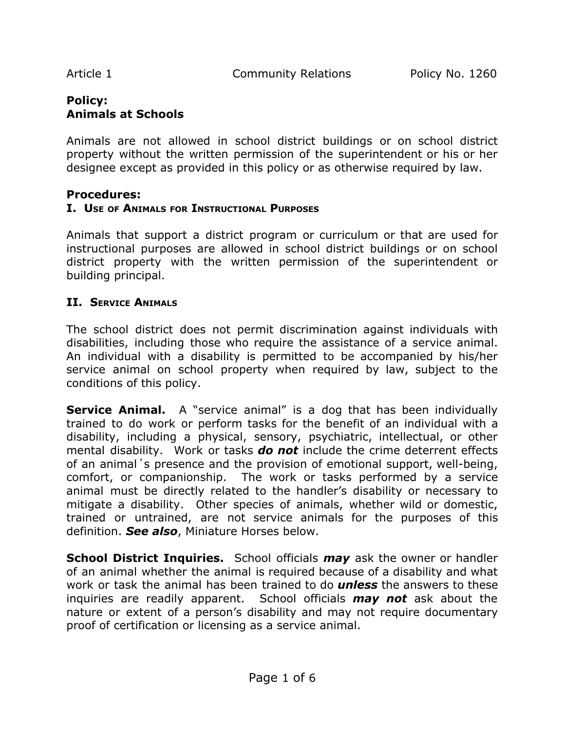# Policy: Animals at Schools

Animals are not allowed in school district buildings or on school district property without the written permission of the superintendent or his or her designee except as provided in this policy or as otherwise required by law.

## Procedures:

### I. Use of Animals for Instructional Purposes

Animals that support a district program or curriculum or that are used for instructional purposes are allowed in school district buildings or on school district property with the written permission of the superintendent or building principal.

### II. Service Animals

The school district does not permit discrimination against individuals with disabilities, including those who require the assistance of a service animal. An individual with a disability is permitted to be accompanied by his/her service animal on school property when required by law, subject to the conditions of this policy.

**Service Animal.** A "service animal" is a dog that has been individually trained to do work or perform tasks for the benefit of an individual with a disability, including a physical, sensory, psychiatric, intellectual, or other mental disability. Work or tasks ***do not*** include the crime deterrent effects of an animal´s presence and the provision of emotional support, well-being, comfort, or companionship. The work or tasks performed by a service animal must be directly related to the handler's disability or necessary to mitigate a disability. Other species of animals, whether wild or domestic, trained or untrained, are not service animals for the purposes of this definition. ***See also***, Miniature Horses below.

**School District Inquiries.** School officials ***may*** ask the owner or handler of an animal whether the animal is required because of a disability and what work or task the animal has been trained to do ***unless*** the answers to these inquiries are readily apparent. School officials ***may not*** ask about the nature or extent of a person's disability and may not require documentary proof of certification or licensing as a service animal.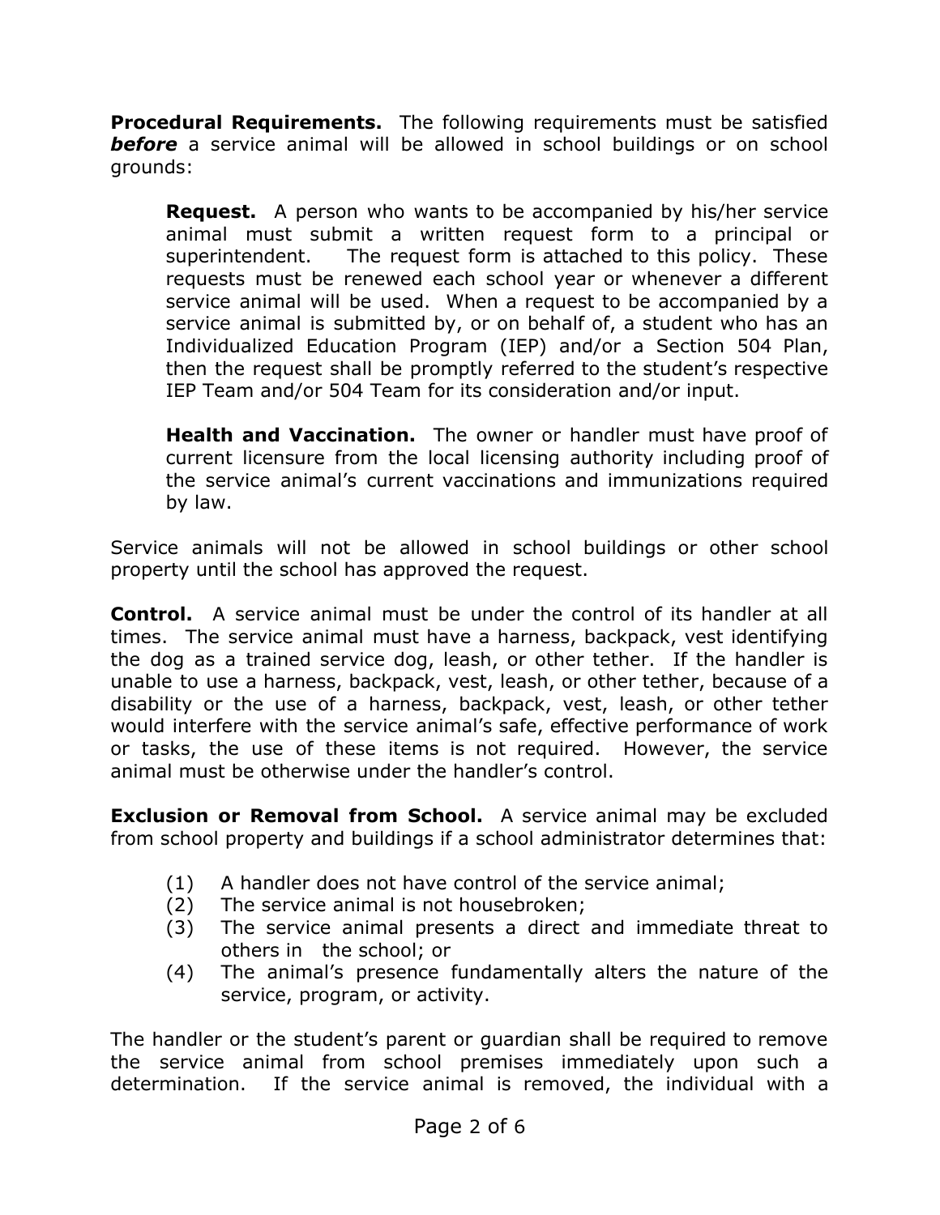**Procedural Requirements.** The following requirements must be satisfied ***before*** a service animal will be allowed in school buildings or on school grounds:

> **Request.** A person who wants to be accompanied by his/her service animal must submit a written request form to a principal or superintendent. The request form is attached to this policy. These requests must be renewed each school year or whenever a different service animal will be used. When a request to be accompanied by a service animal is submitted by, or on behalf of, a student who has an Individualized Education Program (IEP) and/or a Section 504 Plan, then the request shall be promptly referred to the student's respective IEP Team and/or 504 Team for its consideration and/or input.
>
> **Health and Vaccination.** The owner or handler must have proof of current licensure from the local licensing authority including proof of the service animal's current vaccinations and immunizations required by law.

Service animals will not be allowed in school buildings or other school property until the school has approved the request.

**Control.** A service animal must be under the control of its handler at all times. The service animal must have a harness, backpack, vest identifying the dog as a trained service dog, leash, or other tether. If the handler is unable to use a harness, backpack, vest, leash, or other tether, because of a disability or the use of a harness, backpack, vest, leash, or other tether would interfere with the service animal's safe, effective performance of work or tasks, the use of these items is not required. However, the service animal must be otherwise under the handler's control.

**Exclusion or Removal from School.** A service animal may be excluded from school property and buildings if a school administrator determines that:

(1) A handler does not have control of the service animal;
(2) The service animal is not housebroken;
(3) The service animal presents a direct and immediate threat to others in the school; or
(4) The animal's presence fundamentally alters the nature of the service, program, or activity.

The handler or the student's parent or guardian shall be required to remove the service animal from school premises immediately upon such a determination. If the service animal is removed, the individual with a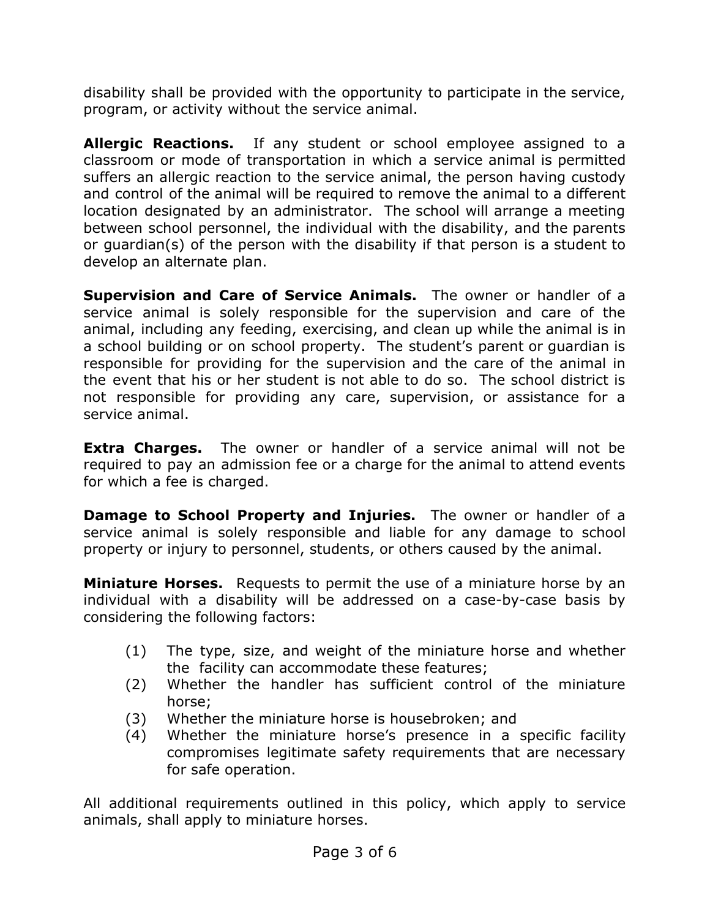disability shall be provided with the opportunity to participate in the service, program, or activity without the service animal.

**Allergic Reactions.** If any student or school employee assigned to a classroom or mode of transportation in which a service animal is permitted suffers an allergic reaction to the service animal, the person having custody and control of the animal will be required to remove the animal to a different location designated by an administrator. The school will arrange a meeting between school personnel, the individual with the disability, and the parents or guardian(s) of the person with the disability if that person is a student to develop an alternate plan.

**Supervision and Care of Service Animals.** The owner or handler of a service animal is solely responsible for the supervision and care of the animal, including any feeding, exercising, and clean up while the animal is in a school building or on school property. The student's parent or guardian is responsible for providing for the supervision and the care of the animal in the event that his or her student is not able to do so. The school district is not responsible for providing any care, supervision, or assistance for a service animal.

**Extra Charges.** The owner or handler of a service animal will not be required to pay an admission fee or a charge for the animal to attend events for which a fee is charged.

**Damage to School Property and Injuries.** The owner or handler of a service animal is solely responsible and liable for any damage to school property or injury to personnel, students, or others caused by the animal.

**Miniature Horses.** Requests to permit the use of a miniature horse by an individual with a disability will be addressed on a case-by-case basis by considering the following factors:

(1) The type, size, and weight of the miniature horse and whether the facility can accommodate these features;
(2) Whether the handler has sufficient control of the miniature horse;
(3) Whether the miniature horse is housebroken; and
(4) Whether the miniature horse's presence in a specific facility compromises legitimate safety requirements that are necessary for safe operation.

All additional requirements outlined in this policy, which apply to service animals, shall apply to miniature horses.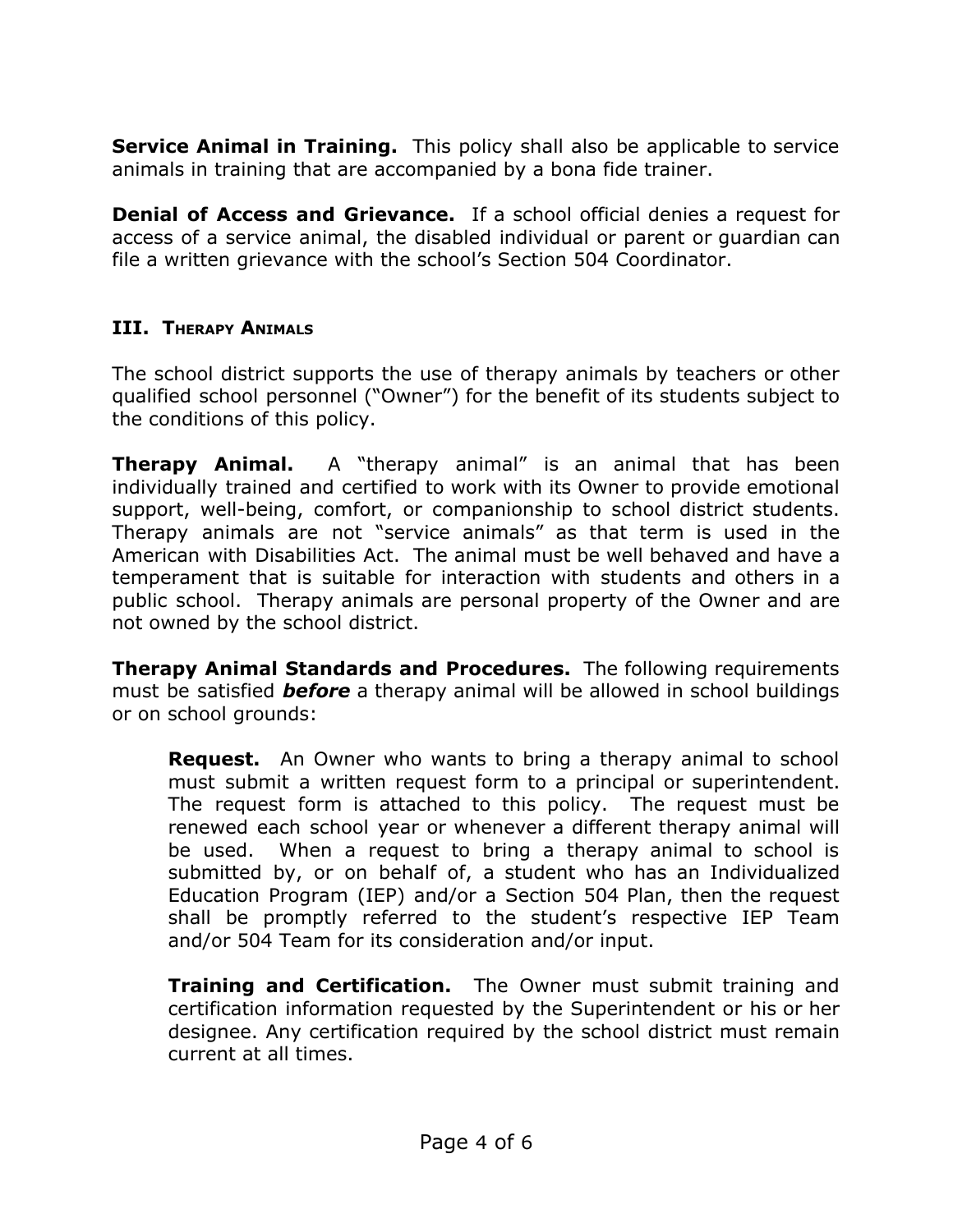**Service Animal in Training.** This policy shall also be applicable to service animals in training that are accompanied by a bona fide trainer.

**Denial of Access and Grievance.** If a school official denies a request for access of a service animal, the disabled individual or parent or guardian can file a written grievance with the school's Section 504 Coordinator.

## III. Therapy Animals

The school district supports the use of therapy animals by teachers or other qualified school personnel ("Owner") for the benefit of its students subject to the conditions of this policy.

**Therapy Animal.** A "therapy animal" is an animal that has been individually trained and certified to work with its Owner to provide emotional support, well-being, comfort, or companionship to school district students. Therapy animals are not "service animals" as that term is used in the American with Disabilities Act. The animal must be well behaved and have a temperament that is suitable for interaction with students and others in a public school. Therapy animals are personal property of the Owner and are not owned by the school district.

**Therapy Animal Standards and Procedures.** The following requirements must be satisfied ***before*** a therapy animal will be allowed in school buildings or on school grounds:

> **Request.** An Owner who wants to bring a therapy animal to school must submit a written request form to a principal or superintendent. The request form is attached to this policy. The request must be renewed each school year or whenever a different therapy animal will be used. When a request to bring a therapy animal to school is submitted by, or on behalf of, a student who has an Individualized Education Program (IEP) and/or a Section 504 Plan, then the request shall be promptly referred to the student's respective IEP Team and/or 504 Team for its consideration and/or input.
>
> **Training and Certification.** The Owner must submit training and certification information requested by the Superintendent or his or her designee. Any certification required by the school district must remain current at all times.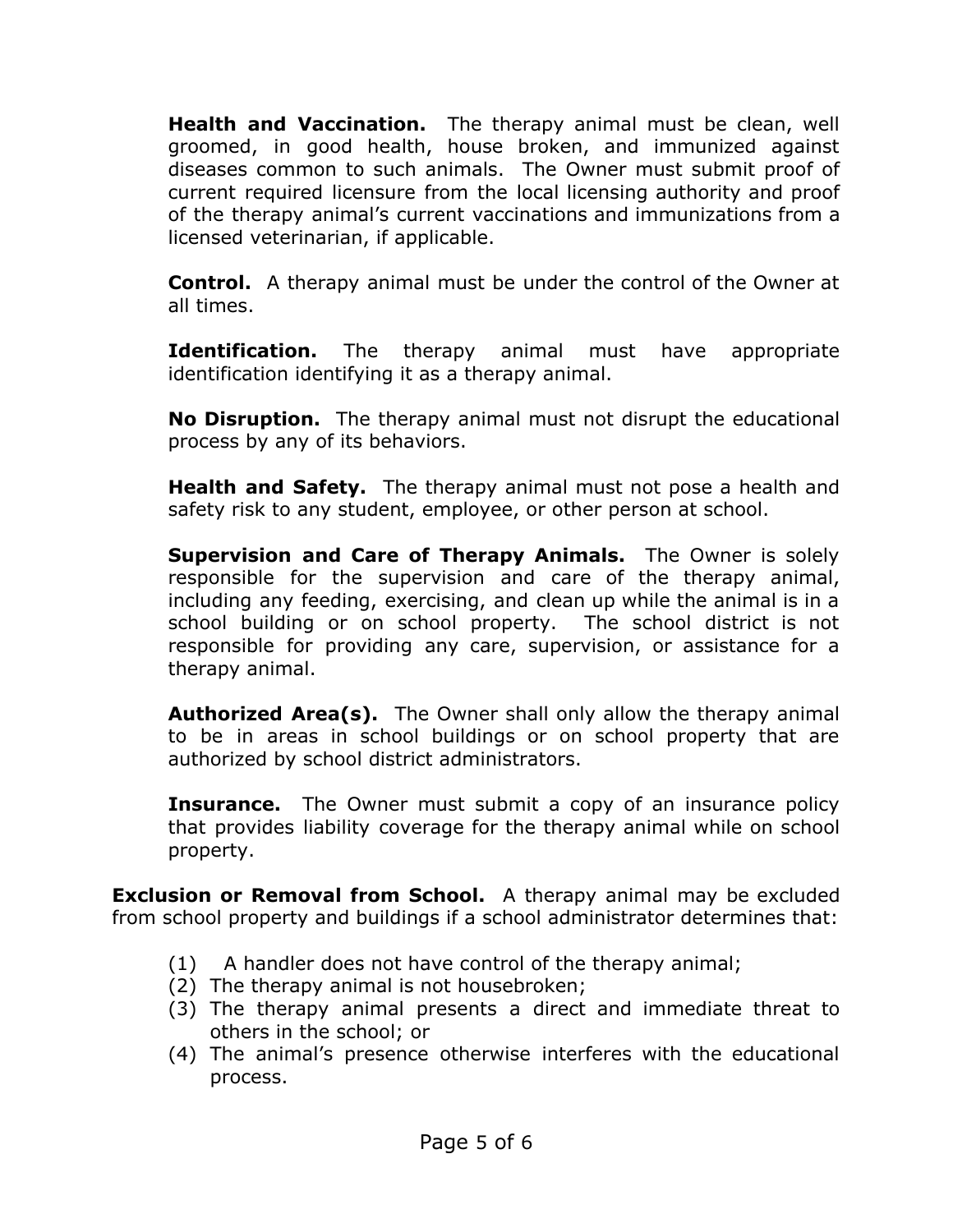**Health and Vaccination.** The therapy animal must be clean, well groomed, in good health, house broken, and immunized against diseases common to such animals. The Owner must submit proof of current required licensure from the local licensing authority and proof of the therapy animal's current vaccinations and immunizations from a licensed veterinarian, if applicable.

**Control.** A therapy animal must be under the control of the Owner at all times.

**Identification.** The therapy animal must have appropriate identification identifying it as a therapy animal.

**No Disruption.** The therapy animal must not disrupt the educational process by any of its behaviors.

**Health and Safety.** The therapy animal must not pose a health and safety risk to any student, employee, or other person at school.

**Supervision and Care of Therapy Animals.** The Owner is solely responsible for the supervision and care of the therapy animal, including any feeding, exercising, and clean up while the animal is in a school building or on school property. The school district is not responsible for providing any care, supervision, or assistance for a therapy animal.

**Authorized Area(s).** The Owner shall only allow the therapy animal to be in areas in school buildings or on school property that are authorized by school district administrators.

**Insurance.** The Owner must submit a copy of an insurance policy that provides liability coverage for the therapy animal while on school property.

**Exclusion or Removal from School.** A therapy animal may be excluded from school property and buildings if a school administrator determines that:

(1) A handler does not have control of the therapy animal;
(2) The therapy animal is not housebroken;
(3) The therapy animal presents a direct and immediate threat to others in the school; or
(4) The animal's presence otherwise interferes with the educational process.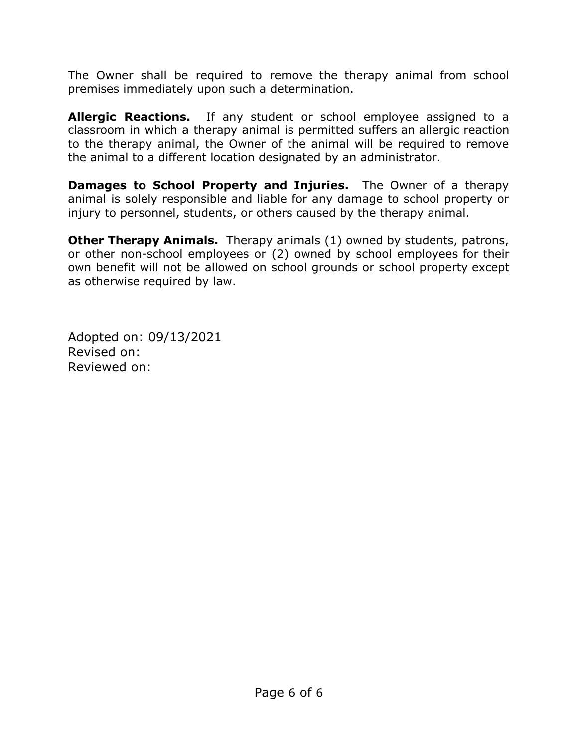The Owner shall be required to remove the therapy animal from school premises immediately upon such a determination.

**Allergic Reactions.** If any student or school employee assigned to a classroom in which a therapy animal is permitted suffers an allergic reaction to the therapy animal, the Owner of the animal will be required to remove the animal to a different location designated by an administrator.

**Damages to School Property and Injuries.** The Owner of a therapy animal is solely responsible and liable for any damage to school property or injury to personnel, students, or others caused by the therapy animal.

**Other Therapy Animals.** Therapy animals (1) owned by students, patrons, or other non-school employees or (2) owned by school employees for their own benefit will not be allowed on school grounds or school property except as otherwise required by law.

Adopted on: 09/13/2021
Revised on:
Reviewed on: